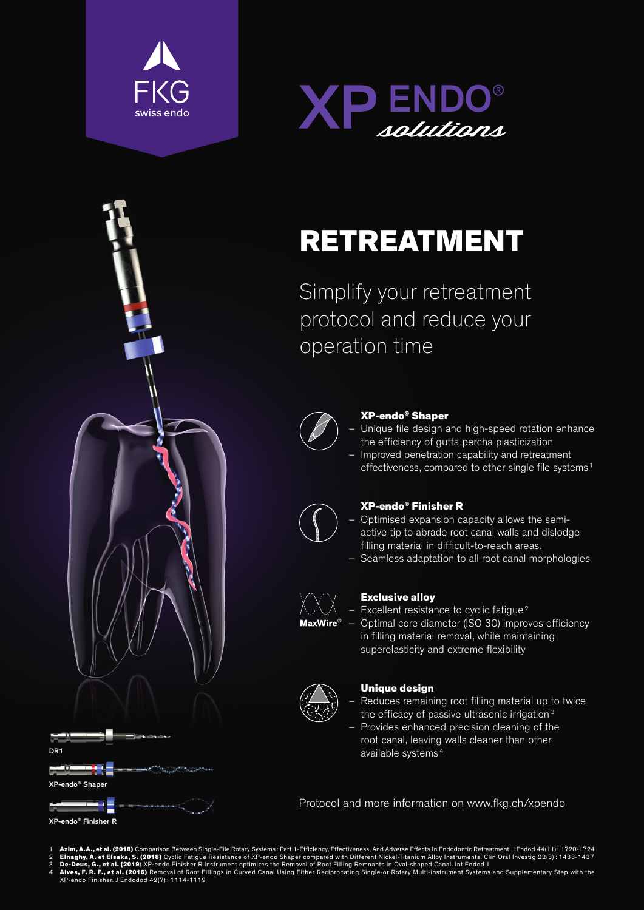FKG
swiss endo

# XP ENDO® *solutions*

## RETREATMENT

Simplify your retreatment protocol and reduce your operation time

### XP-endo® Shaper

- Unique file design and high-speed rotation enhance the efficiency of gutta percha plasticization
- Improved penetration capability and retreatment effectiveness, compared to other single file systems[1]

### XP-endo® Finisher R

- Optimised expansion capacity allows the semi-active tip to abrade root canal walls and dislodge filling material in difficult-to-reach areas.
- Seamless adaptation to all root canal morphologies

### Exclusive alloy

MaxWire®

- Excellent resistance to cyclic fatigue[2]
- Optimal core diameter (ISO 30) improves efficiency in filling material removal, while maintaining superelasticity and extreme flexibility

### Unique design

- Reduces remaining root filling material up to twice the efficacy of passive ultrasonic irrigation[3]
- Provides enhanced precision cleaning of the root canal, leaving walls cleaner than other available systems[4]

DR1

XP-endo® Shaper

XP-endo® Finisher R

Protocol and more information on www.fkg.ch/xpendo

1 **Azim, A.A., et al. (2018)** Comparison Between Single-File Rotary Systems: Part 1-Efficiency, Effectiveness, And Adverse Effects In Endodontic Retreatment. J Endod 44(11): 1720-1724
2 **Elnaghy, A. et Elsaka, S. (2018)** Cyclic Fatigue Resistance of XP-endo Shaper compared with Different Nickel-Titanium Alloy Instruments. Clin Oral Investig 22(3): 1433-1437
3 **De-Deus, G., et al. (2019)** XP-endo Finisher R Instrument optimizes the Removal of Root Filling Remnants in Oval-shaped Canal. Int Endod J
4 **Alves, F. R. F., et al. (2016)** Removal of Root Fillings in Curved Canal Using Either Reciprocating Single-or Rotary Multi-instrument Systems and Supplementary Step with the XP-endo Finisher. J Endodod 42(7): 1114-1119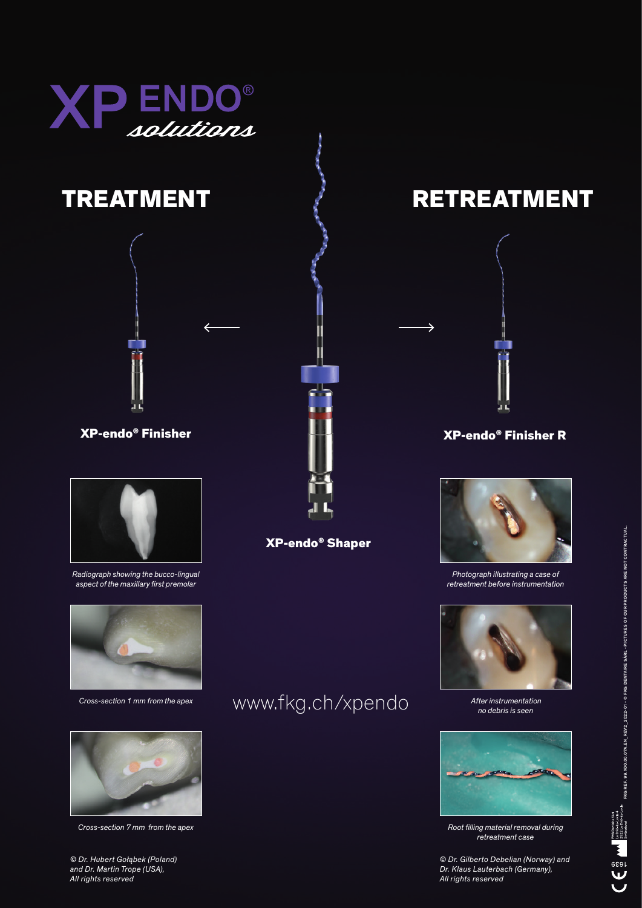# XP ENDO® *solutions*

## TREATMENT

## RETREATMENT

**XP-endo® Finisher**

**XP-endo® Shaper**

**XP-endo® Finisher R**

*Radiograph showing the bucco-lingual aspect of the maxillary first premolar*

*Cross-section 1 mm from the apex*

*Cross-section 7 mm from the apex*

*© Dr. Hubert Gołąbek (Poland) and Dr. Martin Trope (USA), All rights reserved*

www.fkg.ch/xpendo

*Photograph illustrating a case of retreatment before instrumentation*

*After instrumentation no debris is seen*

*Root filling material removal during retreatment case*

*© Dr. Gilberto Debelian (Norway) and Dr. Klaus Lauterbach (Germany), All rights reserved*

FKG REF. 99.100.00.07A.EN_REV2_2022-01 - © FKG DENTAIRE SÀRL - PICTURES OF OUR PRODUCTS ARE NOT CONTRACTUAL.

1639